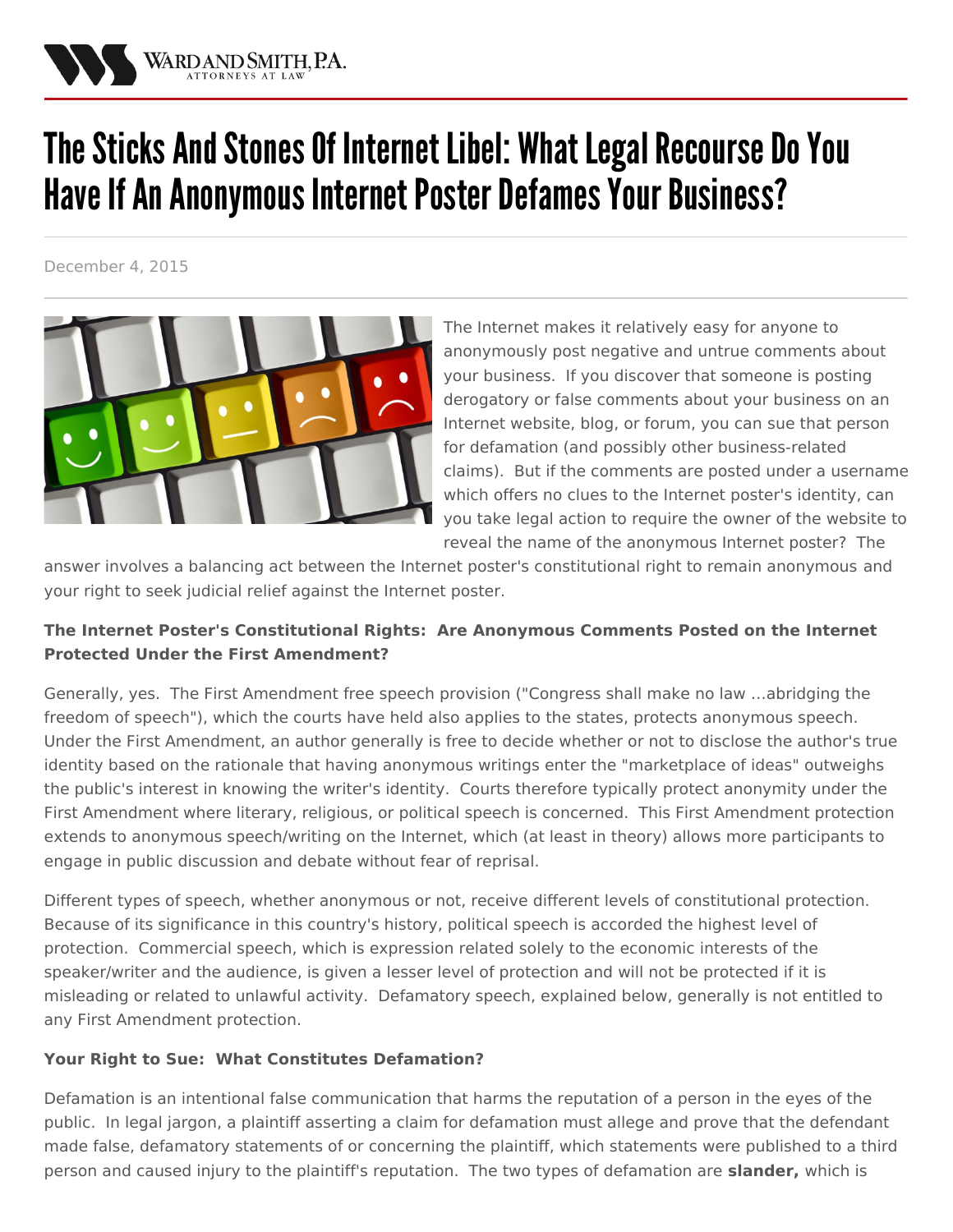# The Sticks And Stones Of Internet Libel: What Legal Recourse Do You Have If An Anonymous Internet Poster Defames Your Business?

December 4, 2015

The Internet makes it relatively easy for anyone to anonymously post negative and untrue comments about your business. If you discover that someone is posting derogatory or false comments about your business on an Internet website, blog, or forum, you can sue that person for defamation (and possibly other business-related claims). But if the comments are posted under a username which offers no clues to the Internet poster's identity, can you take legal action to require the owner of the website to reveal the name of the anonymous Internet poster? The answer involves a balancing act between the Internet poster's constitutional right to remain anonymous and your right to seek judicial relief against the Internet poster.

**The Internet Poster's Constitutional Rights: Are Anonymous Comments Posted on the Internet Protected Under the First Amendment?**

Generally, yes. The First Amendment free speech provision ("Congress shall make no law ...abridging the freedom of speech"), which the courts have held also applies to the states, protects anonymous speech. Under the First Amendment, an author generally is free to decide whether or not to disclose the author's true identity based on the rationale that having anonymous writings enter the "marketplace of ideas" outweighs the public's interest in knowing the writer's identity. Courts therefore typically protect anonymity under the First Amendment where literary, religious, or political speech is concerned. This First Amendment protection extends to anonymous speech/writing on the Internet, which (at least in theory) allows more participants to engage in public discussion and debate without fear of reprisal.

Different types of speech, whether anonymous or not, receive different levels of constitutional protection. Because of its significance in this country's history, political speech is accorded the highest level of protection. Commercial speech, which is expression related solely to the economic interests of the speaker/writer and the audience, is given a lesser level of protection and will not be protected if it is misleading or related to unlawful activity. Defamatory speech, explained below, generally is not entitled to any First Amendment protection.

**Your Right to Sue: What Constitutes Defamation?**

Defamation is an intentional false communication that harms the reputation of a person in the eyes of the public. In legal jargon, a plaintiff asserting a claim for defamation must allege and prove that the defendant made false, defamatory statements of or concerning the plaintiff, which statements were published to a third person and caused injury to the plaintiff's reputation. The two types of defamation are **slander,** which is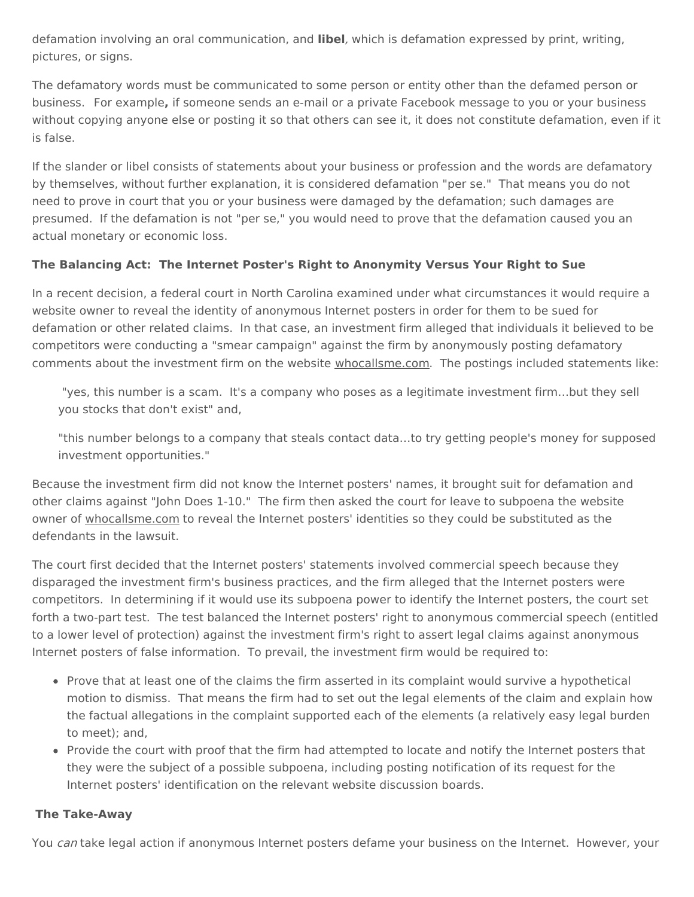defamation involving an oral communication, and **libel**, which is defamation expressed by print, writing, pictures, or signs.

The defamatory words must be communicated to some person or entity other than the defamed person or business. For example**,** if someone sends an e-mail or a private Facebook message to you or your business without copying anyone else or posting it so that others can see it, it does not constitute defamation, even if it is false.

If the slander or libel consists of statements about your business or profession and the words are defamatory by themselves, without further explanation, it is considered defamation "per se." That means you do not need to prove in court that you or your business were damaged by the defamation; such damages are presumed. If the defamation is not "per se," you would need to prove that the defamation caused you an actual monetary or economic loss.

**The Balancing Act: The Internet Poster's Right to Anonymity Versus Your Right to Sue**

In a recent decision, a federal court in North Carolina examined under what circumstances it would require a website owner to reveal the identity of anonymous Internet posters in order for them to be sued for defamation or other related claims. In that case, an investment firm alleged that individuals it believed to be competitors were conducting a "smear campaign" against the firm by anonymously posting defamatory comments about the investment firm on the website whocallsme.com. The postings included statements like:

> "yes, this number is a scam. It's a company who poses as a legitimate investment firm...but they sell you stocks that don't exist" and,

> "this number belongs to a company that steals contact data...to try getting people's money for supposed investment opportunities."

Because the investment firm did not know the Internet posters' names, it brought suit for defamation and other claims against "John Does 1-10." The firm then asked the court for leave to subpoena the website owner of whocallsme.com to reveal the Internet posters' identities so they could be substituted as the defendants in the lawsuit.

The court first decided that the Internet posters' statements involved commercial speech because they disparaged the investment firm's business practices, and the firm alleged that the Internet posters were competitors. In determining if it would use its subpoena power to identify the Internet posters, the court set forth a two-part test. The test balanced the Internet posters' right to anonymous commercial speech (entitled to a lower level of protection) against the investment firm's right to assert legal claims against anonymous Internet posters of false information. To prevail, the investment firm would be required to:

- Prove that at least one of the claims the firm asserted in its complaint would survive a hypothetical motion to dismiss. That means the firm had to set out the legal elements of the claim and explain how the factual allegations in the complaint supported each of the elements (a relatively easy legal burden to meet); and,
- Provide the court with proof that the firm had attempted to locate and notify the Internet posters that they were the subject of a possible subpoena, including posting notification of its request for the Internet posters' identification on the relevant website discussion boards.

**The Take-Away**

You *can* take legal action if anonymous Internet posters defame your business on the Internet. However, your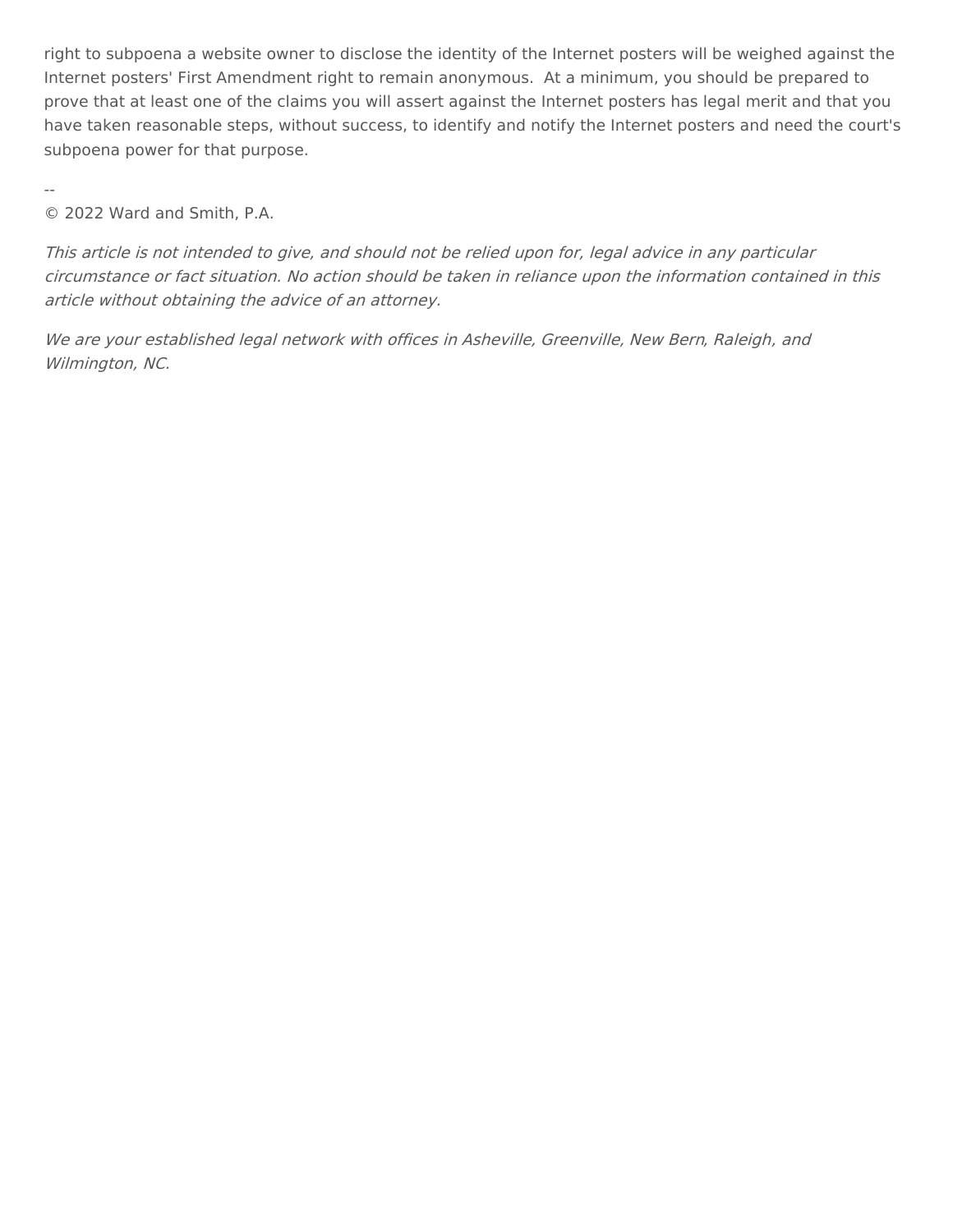right to subpoena a website owner to disclose the identity of the Internet posters will be weighed against the Internet posters' First Amendment right to remain anonymous.  At a minimum, you should be prepared to prove that at least one of the claims you will assert against the Internet posters has legal merit and that you have taken reasonable steps, without success, to identify and notify the Internet posters and need the court's subpoena power for that purpose.

--
© 2022 Ward and Smith, P.A.

*This article is not intended to give, and should not be relied upon for, legal advice in any particular circumstance or fact situation. No action should be taken in reliance upon the information contained in this article without obtaining the advice of an attorney.*

*We are your established legal network with offices in Asheville, Greenville, New Bern, Raleigh, and Wilmington, NC.*